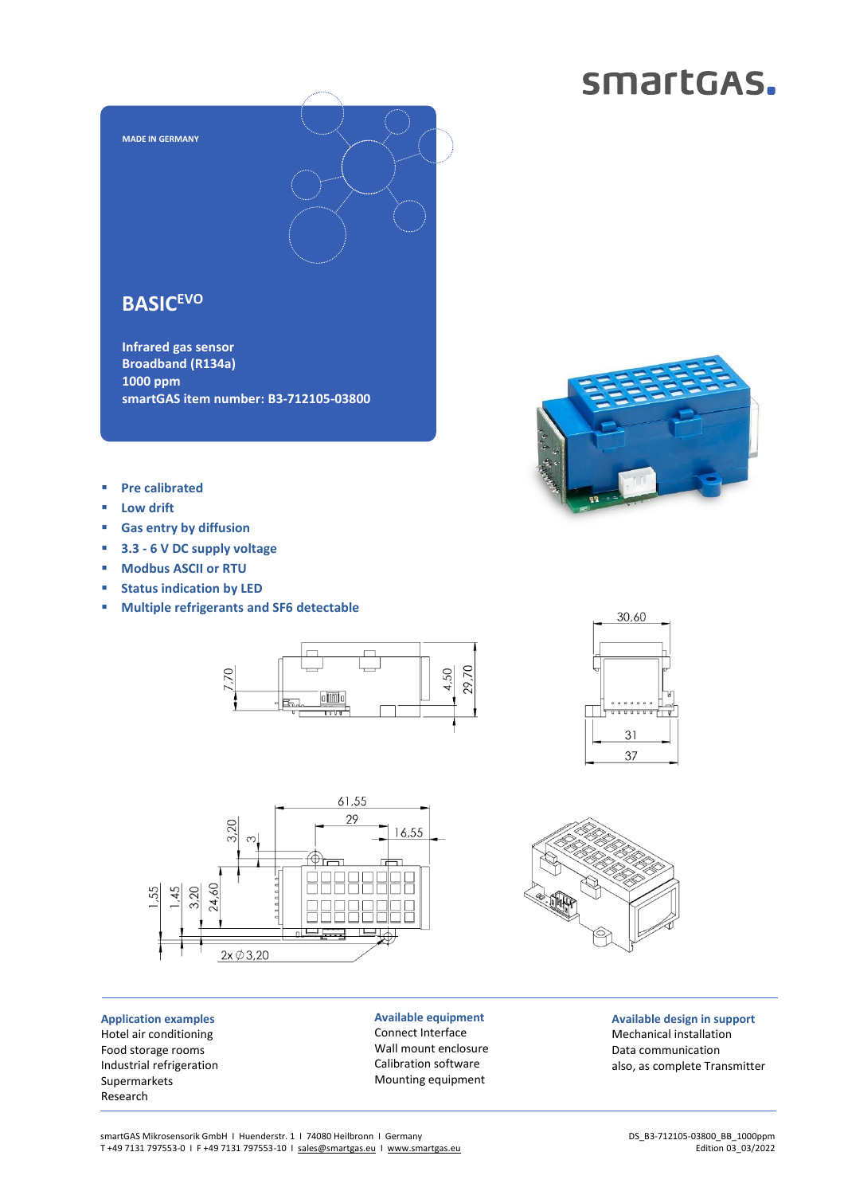smartGAS.

MADE IN GERMANY

# BASIC$^{EVO}$

**Infrared gas sensor**
**Broadband (R134a)**
**1000 ppm**
**smartGAS item number: B3-712105-03800**

- **Pre calibrated**
- **Low drift**
- **Gas entry by diffusion**
- **3.3 - 6 V DC supply voltage**
- **Modbus ASCII or RTU**
- **Status indication by LED**
- **Multiple refrigerants and SF6 detectable**

**Application examples**
Hotel air conditioning
Food storage rooms
Industrial refrigeration
Supermarkets
Research

**Available equipment**
Connect Interface
Wall mount enclosure
Calibration software
Mounting equipment

**Available design in support**
Mechanical installation
Data communication
also, as complete Transmitter

smartGAS Mikrosensorik GmbH I Huenderstr. 1 I 74080 Heilbronn I Germany
T +49 7131 797553-0 I F +49 7131 797553-10 I sales@smartgas.eu I www.smartgas.eu

DS_B3-712105-03800_BB_1000ppm
Edition 03_03/2022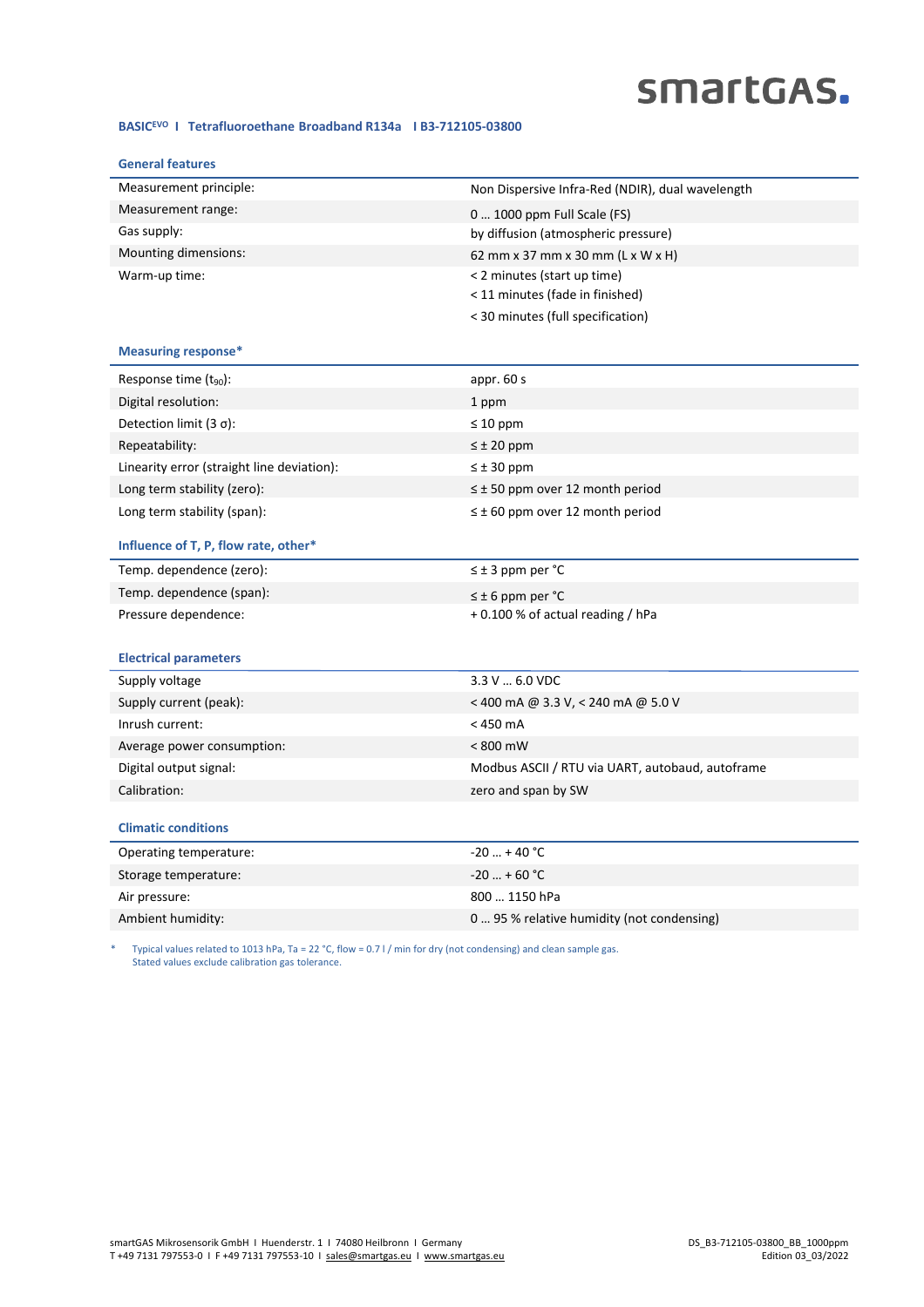**BASIC[EVO] I Tetrafluoroethane Broadband R134a I B3-712105-03800**

### General features

| | |
|---|---|
| Measurement principle: | Non Dispersive Infra-Red (NDIR), dual wavelength |
| Measurement range: | 0 … 1000 ppm Full Scale (FS) |
| Gas supply: | by diffusion (atmospheric pressure) |
| Mounting dimensions: | 62 mm x 37 mm x 30 mm (L x W x H) |
| Warm-up time: | < 2 minutes (start up time)<br>< 11 minutes (fade in finished)<br>< 30 minutes (full specification) |

### Measuring response*

| | |
|---|---|
| Response time ($t_{90}$): | appr. 60 s |
| Digital resolution: | 1 ppm |
| Detection limit (3 σ): | ≤ 10 ppm |
| Repeatability: | ≤ ± 20 ppm |
| Linearity error (straight line deviation): | ≤ ± 30 ppm |
| Long term stability (zero): | ≤ ± 50 ppm over 12 month period |
| Long term stability (span): | ≤ ± 60 ppm over 12 month period |

### Influence of T, P, flow rate, other*

| | |
|---|---|
| Temp. dependence (zero): | ≤ ± 3 ppm per °C |
| Temp. dependence (span): | ≤ ± 6 ppm per °C |
| Pressure dependence: | + 0.100 % of actual reading / hPa |

### Electrical parameters

| | |
|---|---|
| Supply voltage | 3.3 V … 6.0 VDC |
| Supply current (peak): | < 400 mA @ 3.3 V, < 240 mA @ 5.0 V |
| Inrush current: | < 450 mA |
| Average power consumption: | < 800 mW |
| Digital output signal: | Modbus ASCII / RTU via UART, autobaud, autoframe |
| Calibration: | zero and span by SW |

### Climatic conditions

| | |
|---|---|
| Operating temperature: | -20 … + 40 °C |
| Storage temperature: | -20 … + 60 °C |
| Air pressure: | 800 … 1150 hPa |
| Ambient humidity: | 0 … 95 % relative humidity (not condensing) |

\* Typical values related to 1013 hPa, Ta = 22 °C, flow = 0.7 l / min for dry (not condensing) and clean sample gas.
Stated values exclude calibration gas tolerance.

smartGAS Mikrosensorik GmbH I Huenderstr. 1 I 74080 Heilbronn I Germany
T +49 7131 797553-0 I F +49 7131 797553-10 I sales@smartgas.eu I www.smartgas.eu

DS_B3-712105-03800_BB_1000ppm
Edition 03_03/2022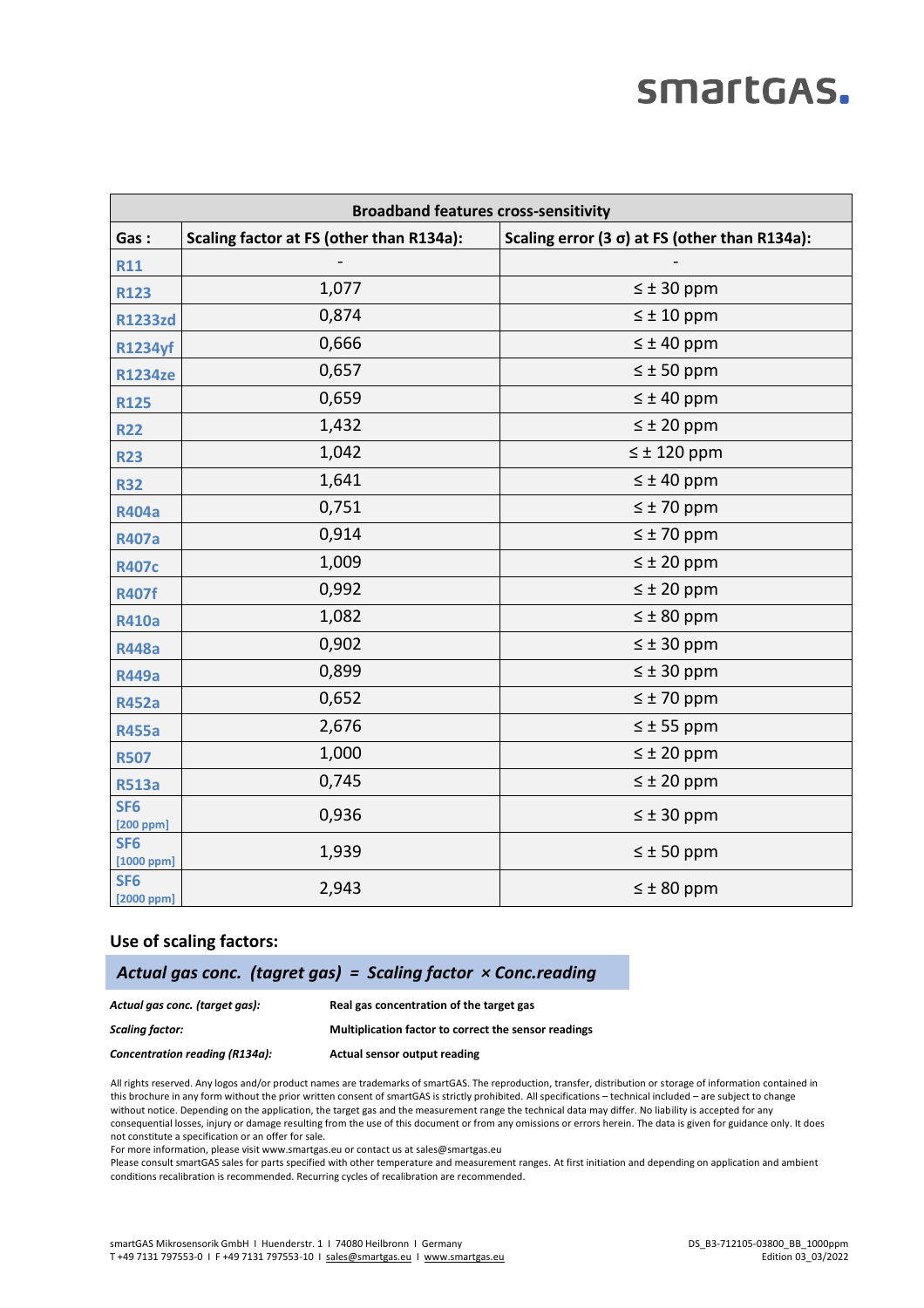| Broadband features cross-sensitivity | | |
|---|---|---|
| **Gas :** | **Scaling factor at FS (other than R134a):** | **Scaling error (3 σ) at FS (other than R134a):** |
| **R11** | - | - |
| **R123** | 1,077 | ≤ ± 30 ppm |
| **R1233zd** | 0,874 | ≤ ± 10 ppm |
| **R1234yf** | 0,666 | ≤ ± 40 ppm |
| **R1234ze** | 0,657 | ≤ ± 50 ppm |
| **R125** | 0,659 | ≤ ± 40 ppm |
| **R22** | 1,432 | ≤ ± 20 ppm |
| **R23** | 1,042 | ≤ ± 120 ppm |
| **R32** | 1,641 | ≤ ± 40 ppm |
| **R404a** | 0,751 | ≤ ± 70 ppm |
| **R407a** | 0,914 | ≤ ± 70 ppm |
| **R407c** | 1,009 | ≤ ± 20 ppm |
| **R407f** | 0,992 | ≤ ± 20 ppm |
| **R410a** | 1,082 | ≤ ± 80 ppm |
| **R448a** | 0,902 | ≤ ± 30 ppm |
| **R449a** | 0,899 | ≤ ± 30 ppm |
| **R452a** | 0,652 | ≤ ± 70 ppm |
| **R455a** | 2,676 | ≤ ± 55 ppm |
| **R507** | 1,000 | ≤ ± 20 ppm |
| **R513a** | 0,745 | ≤ ± 20 ppm |
| **SF6** [200 ppm] | 0,936 | ≤ ± 30 ppm |
| **SF6** [1000 ppm] | 1,939 | ≤ ± 50 ppm |
| **SF6** [2000 ppm] | 2,943 | ≤ ± 80 ppm |

## Use of scaling factors:

***Actual gas conc. (tagret gas) = Scaling factor × Conc.reading***

| | |
|---|---|
| *Actual gas conc. (target gas):* | **Real gas concentration of the target gas** |
| *Scaling factor:* | **Multiplication factor to correct the sensor readings** |
| *Concentration reading (R134a):* | **Actual sensor output reading** |

All rights reserved. Any logos and/or product names are trademarks of smartGAS. The reproduction, transfer, distribution or storage of information contained in this brochure in any form without the prior written consent of smartGAS is strictly prohibited. All specifications – technical included – are subject to change without notice. Depending on the application, the target gas and the measurement range the technical data may differ. No liability is accepted for any consequential losses, injury or damage resulting from the use of this document or from any omissions or errors herein. The data is given for guidance only. It does not constitute a specification or an offer for sale.
For more information, please visit www.smartgas.eu or contact us at sales@smartgas.eu
Please consult smartGAS sales for parts specified with other temperature and measurement ranges. At first initiation and depending on application and ambient conditions recalibration is recommended. Recurring cycles of recalibration are recommended.